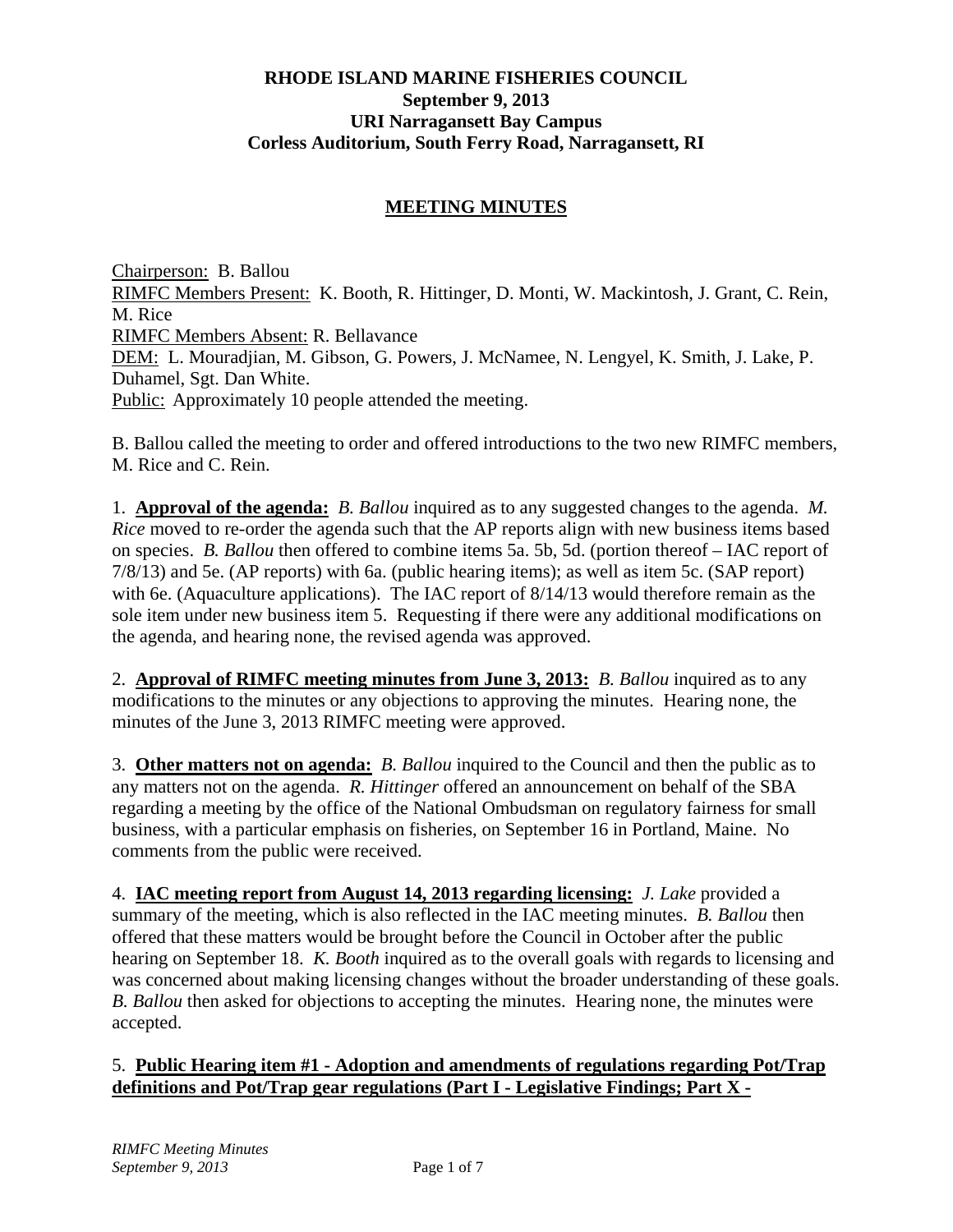**RHODE ISLAND MARINE FISHERIES COUNCIL**
**September 9, 2013**
**URI Narragansett Bay Campus**
**Corless Auditorium, South Ferry Road, Narragansett, RI**

**MEETING MINUTES**

Chairperson: B. Ballou
RIMFC Members Present: K. Booth, R. Hittinger, D. Monti, W. Mackintosh, J. Grant, C. Rein, M. Rice
RIMFC Members Absent: R. Bellavance
DEM: L. Mouradjian, M. Gibson, G. Powers, J. McNamee, N. Lengyel, K. Smith, J. Lake, P. Duhamel, Sgt. Dan White.
Public: Approximately 10 people attended the meeting.

B. Ballou called the meeting to order and offered introductions to the two new RIMFC members, M. Rice and C. Rein.

1. **Approval of the agenda:** *B. Ballou* inquired as to any suggested changes to the agenda. *M. Rice* moved to re-order the agenda such that the AP reports align with new business items based on species. *B. Ballou* then offered to combine items 5a. 5b, 5d. (portion thereof – IAC report of 7/8/13) and 5e. (AP reports) with 6a. (public hearing items); as well as item 5c. (SAP report) with 6e. (Aquaculture applications). The IAC report of 8/14/13 would therefore remain as the sole item under new business item 5. Requesting if there were any additional modifications on the agenda, and hearing none, the revised agenda was approved.

2. **Approval of RIMFC meeting minutes from June 3, 2013:** *B. Ballou* inquired as to any modifications to the minutes or any objections to approving the minutes. Hearing none, the minutes of the June 3, 2013 RIMFC meeting were approved.

3. **Other matters not on agenda:** *B. Ballou* inquired to the Council and then the public as to any matters not on the agenda. *R. Hittinger* offered an announcement on behalf of the SBA regarding a meeting by the office of the National Ombudsman on regulatory fairness for small business, with a particular emphasis on fisheries, on September 16 in Portland, Maine. No comments from the public were received.

4. **IAC meeting report from August 14, 2013 regarding licensing:** *J. Lake* provided a summary of the meeting, which is also reflected in the IAC meeting minutes. *B. Ballou* then offered that these matters would be brought before the Council in October after the public hearing on September 18. *K. Booth* inquired as to the overall goals with regards to licensing and was concerned about making licensing changes without the broader understanding of these goals. *B. Ballou* then asked for objections to accepting the minutes. Hearing none, the minutes were accepted.

5. **Public Hearing item #1 - Adoption and amendments of regulations regarding Pot/Trap definitions and Pot/Trap gear regulations (Part I - Legislative Findings; Part X -**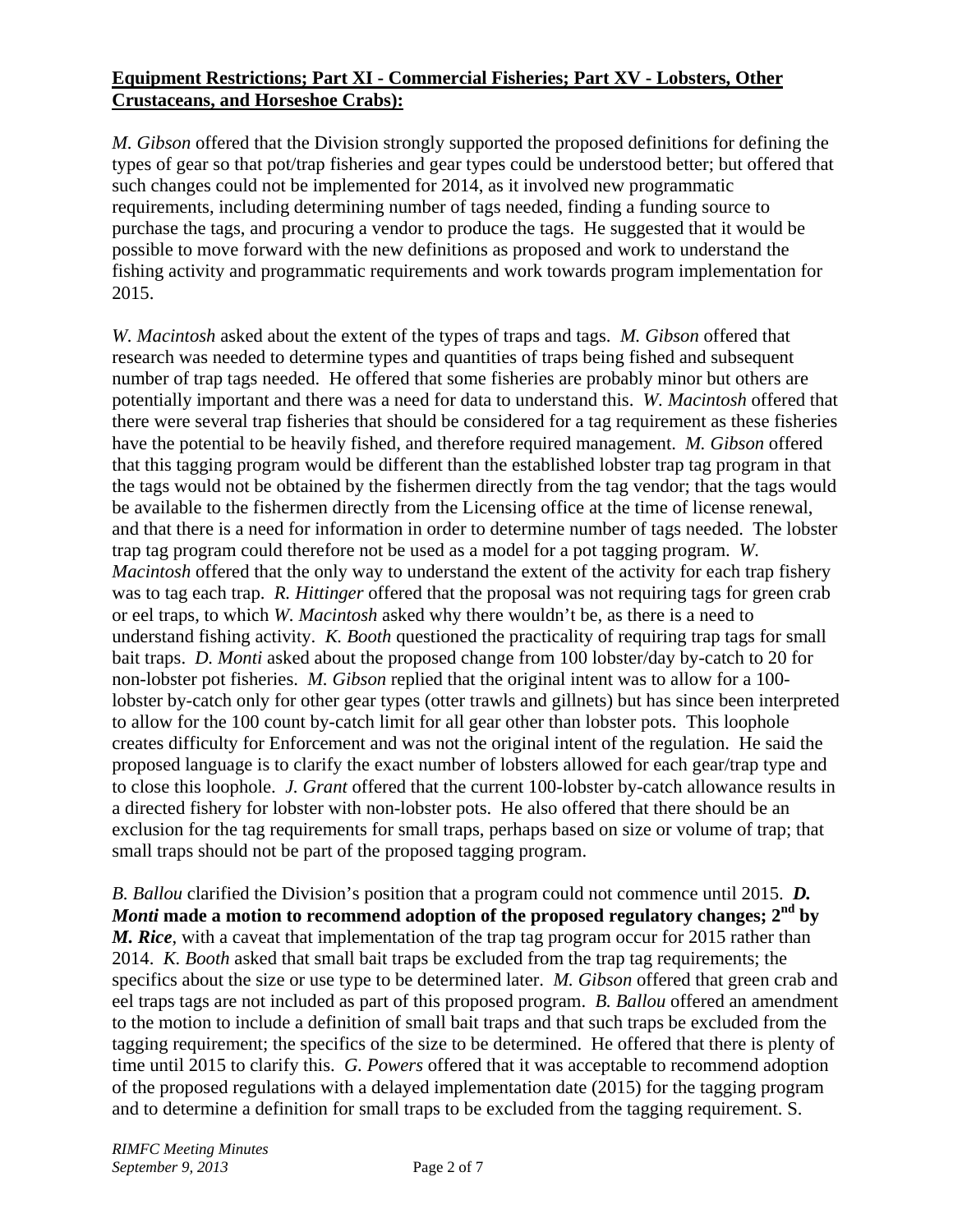**Equipment Restrictions; Part XI - Commercial Fisheries; Part XV - Lobsters, Other Crustaceans, and Horseshoe Crabs):**

*M. Gibson* offered that the Division strongly supported the proposed definitions for defining the types of gear so that pot/trap fisheries and gear types could be understood better; but offered that such changes could not be implemented for 2014, as it involved new programmatic requirements, including determining number of tags needed, finding a funding source to purchase the tags, and procuring a vendor to produce the tags. He suggested that it would be possible to move forward with the new definitions as proposed and work to understand the fishing activity and programmatic requirements and work towards program implementation for 2015.

*W. Macintosh* asked about the extent of the types of traps and tags. *M. Gibson* offered that research was needed to determine types and quantities of traps being fished and subsequent number of trap tags needed. He offered that some fisheries are probably minor but others are potentially important and there was a need for data to understand this. *W. Macintosh* offered that there were several trap fisheries that should be considered for a tag requirement as these fisheries have the potential to be heavily fished, and therefore required management. *M. Gibson* offered that this tagging program would be different than the established lobster trap tag program in that the tags would not be obtained by the fishermen directly from the tag vendor; that the tags would be available to the fishermen directly from the Licensing office at the time of license renewal, and that there is a need for information in order to determine number of tags needed. The lobster trap tag program could therefore not be used as a model for a pot tagging program. *W. Macintosh* offered that the only way to understand the extent of the activity for each trap fishery was to tag each trap. *R. Hittinger* offered that the proposal was not requiring tags for green crab or eel traps, to which *W. Macintosh* asked why there wouldn't be, as there is a need to understand fishing activity. *K. Booth* questioned the practicality of requiring trap tags for small bait traps. *D. Monti* asked about the proposed change from 100 lobster/day by-catch to 20 for non-lobster pot fisheries. *M. Gibson* replied that the original intent was to allow for a 100-lobster by-catch only for other gear types (otter trawls and gillnets) but has since been interpreted to allow for the 100 count by-catch limit for all gear other than lobster pots. This loophole creates difficulty for Enforcement and was not the original intent of the regulation. He said the proposed language is to clarify the exact number of lobsters allowed for each gear/trap type and to close this loophole. *J. Grant* offered that the current 100-lobster by-catch allowance results in a directed fishery for lobster with non-lobster pots. He also offered that there should be an exclusion for the tag requirements for small traps, perhaps based on size or volume of trap; that small traps should not be part of the proposed tagging program.

*B. Ballou* clarified the Division's position that a program could not commence until 2015. ***D. Monti*** **made a motion to recommend adoption of the proposed regulatory changes; 2nd by *M. Rice***, with a caveat that implementation of the trap tag program occur for 2015 rather than 2014. *K. Booth* asked that small bait traps be excluded from the trap tag requirements; the specifics about the size or use type to be determined later. *M. Gibson* offered that green crab and eel traps tags are not included as part of this proposed program. *B. Ballou* offered an amendment to the motion to include a definition of small bait traps and that such traps be excluded from the tagging requirement; the specifics of the size to be determined. He offered that there is plenty of time until 2015 to clarify this. *G. Powers* offered that it was acceptable to recommend adoption of the proposed regulations with a delayed implementation date (2015) for the tagging program and to determine a definition for small traps to be excluded from the tagging requirement. S.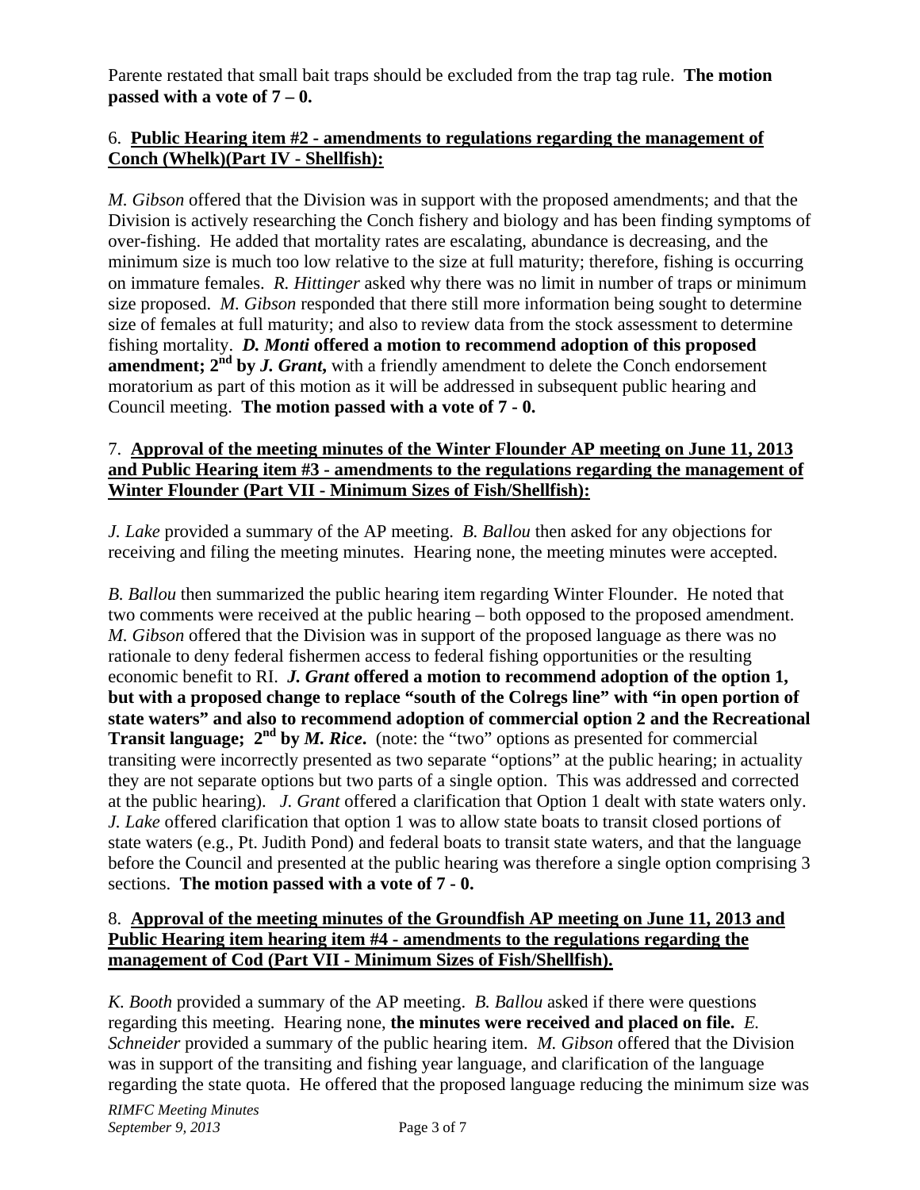Parente restated that small bait traps should be excluded from the trap tag rule. **The motion passed with a vote of 7 – 0.**

6. **<u>Public Hearing item #2 - amendments to regulations regarding the management of Conch (Whelk)(Part IV - Shellfish):</u>**

*M. Gibson* offered that the Division was in support with the proposed amendments; and that the Division is actively researching the Conch fishery and biology and has been finding symptoms of over-fishing. He added that mortality rates are escalating, abundance is decreasing, and the minimum size is much too low relative to the size at full maturity; therefore, fishing is occurring on immature females. *R. Hittinger* asked why there was no limit in number of traps or minimum size proposed. *M. Gibson* responded that there still more information being sought to determine size of females at full maturity; and also to review data from the stock assessment to determine fishing mortality. ***D. Monti*** **offered a motion to recommend adoption of this proposed amendment; 2nd by *J. Grant*,** with a friendly amendment to delete the Conch endorsement moratorium as part of this motion as it will be addressed in subsequent public hearing and Council meeting. **The motion passed with a vote of 7 - 0.**

7. **<u>Approval of the meeting minutes of the Winter Flounder AP meeting on June 11, 2013 and Public Hearing item #3 - amendments to the regulations regarding the management of Winter Flounder (Part VII - Minimum Sizes of Fish/Shellfish):</u>**

*J. Lake* provided a summary of the AP meeting. *B. Ballou* then asked for any objections for receiving and filing the meeting minutes. Hearing none, the meeting minutes were accepted.

*B. Ballou* then summarized the public hearing item regarding Winter Flounder. He noted that two comments were received at the public hearing – both opposed to the proposed amendment. *M. Gibson* offered that the Division was in support of the proposed language as there was no rationale to deny federal fishermen access to federal fishing opportunities or the resulting economic benefit to RI. ***J. Grant*** **offered a motion to recommend adoption of the option 1, but with a proposed change to replace "south of the Colregs line" with "in open portion of state waters" and also to recommend adoption of commercial option 2 and the Recreational Transit language; 2nd by *M. Rice*.** (note: the "two" options as presented for commercial transiting were incorrectly presented as two separate "options" at the public hearing; in actuality they are not separate options but two parts of a single option. This was addressed and corrected at the public hearing). *J. Grant* offered a clarification that Option 1 dealt with state waters only. *J. Lake* offered clarification that option 1 was to allow state boats to transit closed portions of state waters (e.g., Pt. Judith Pond) and federal boats to transit state waters, and that the language before the Council and presented at the public hearing was therefore a single option comprising 3 sections. **The motion passed with a vote of 7 - 0.**

8. **<u>Approval of the meeting minutes of the Groundfish AP meeting on June 11, 2013 and Public Hearing item hearing item #4 - amendments to the regulations regarding the management of Cod (Part VII - Minimum Sizes of Fish/Shellfish).</u>**

*K. Booth* provided a summary of the AP meeting. *B. Ballou* asked if there were questions regarding this meeting. Hearing none, **the minutes were received and placed on file.** *E. Schneider* provided a summary of the public hearing item. *M. Gibson* offered that the Division was in support of the transiting and fishing year language, and clarification of the language regarding the state quota. He offered that the proposed language reducing the minimum size was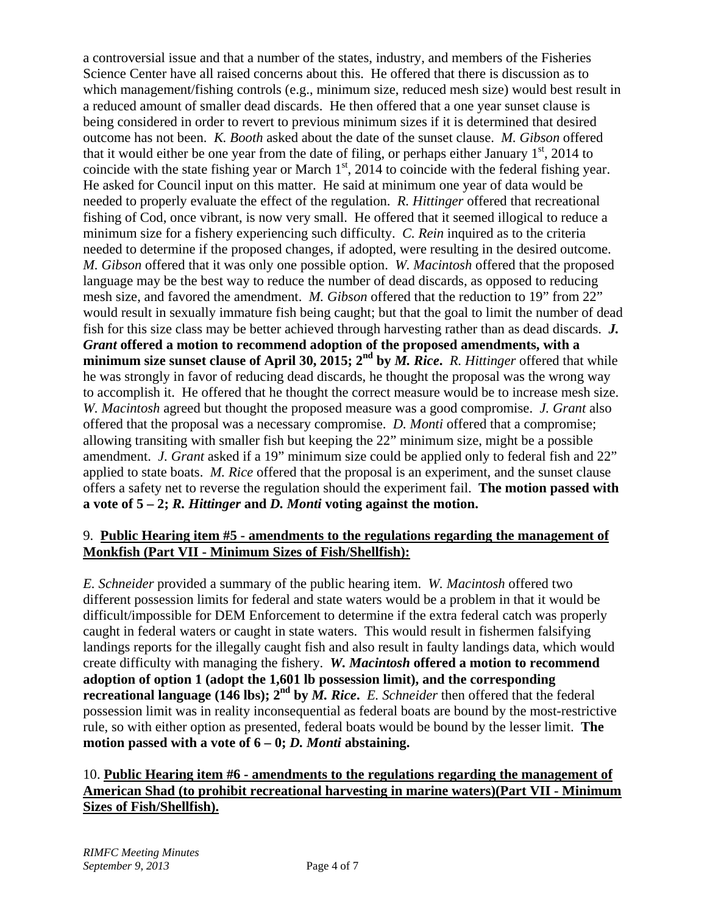a controversial issue and that a number of the states, industry, and members of the Fisheries Science Center have all raised concerns about this. He offered that there is discussion as to which management/fishing controls (e.g., minimum size, reduced mesh size) would best result in a reduced amount of smaller dead discards. He then offered that a one year sunset clause is being considered in order to revert to previous minimum sizes if it is determined that desired outcome has not been. *K. Booth* asked about the date of the sunset clause. *M. Gibson* offered that it would either be one year from the date of filing, or perhaps either January 1st, 2014 to coincide with the state fishing year or March 1st, 2014 to coincide with the federal fishing year. He asked for Council input on this matter. He said at minimum one year of data would be needed to properly evaluate the effect of the regulation. *R. Hittinger* offered that recreational fishing of Cod, once vibrant, is now very small. He offered that it seemed illogical to reduce a minimum size for a fishery experiencing such difficulty. *C. Rein* inquired as to the criteria needed to determine if the proposed changes, if adopted, were resulting in the desired outcome. *M. Gibson* offered that it was only one possible option. *W. Macintosh* offered that the proposed language may be the best way to reduce the number of dead discards, as opposed to reducing mesh size, and favored the amendment. *M. Gibson* offered that the reduction to 19" from 22" would result in sexually immature fish being caught; but that the goal to limit the number of dead fish for this size class may be better achieved through harvesting rather than as dead discards. ***J. Grant*** **offered a motion to recommend adoption of the proposed amendments, with a minimum size sunset clause of April 30, 2015; 2nd by *M. Rice*.** *R. Hittinger* offered that while he was strongly in favor of reducing dead discards, he thought the proposal was the wrong way to accomplish it. He offered that he thought the correct measure would be to increase mesh size. *W. Macintosh* agreed but thought the proposed measure was a good compromise. *J. Grant* also offered that the proposal was a necessary compromise. *D. Monti* offered that a compromise; allowing transiting with smaller fish but keeping the 22" minimum size, might be a possible amendment. *J. Grant* asked if a 19" minimum size could be applied only to federal fish and 22" applied to state boats. *M. Rice* offered that the proposal is an experiment, and the sunset clause offers a safety net to reverse the regulation should the experiment fail. **The motion passed with a vote of 5 – 2; *R. Hittinger* and *D. Monti* voting against the motion.**

9. **<u>Public Hearing item #5 - amendments to the regulations regarding the management of Monkfish (Part VII - Minimum Sizes of Fish/Shellfish):</u>**

*E. Schneider* provided a summary of the public hearing item. *W. Macintosh* offered two different possession limits for federal and state waters would be a problem in that it would be difficult/impossible for DEM Enforcement to determine if the extra federal catch was properly caught in federal waters or caught in state waters. This would result in fishermen falsifying landings reports for the illegally caught fish and also result in faulty landings data, which would create difficulty with managing the fishery. ***W. Macintosh*** **offered a motion to recommend adoption of option 1 (adopt the 1,601 lb possession limit), and the corresponding recreational language (146 lbs); 2nd by *M. Rice*.** *E. Schneider* then offered that the federal possession limit was in reality inconsequential as federal boats are bound by the most-restrictive rule, so with either option as presented, federal boats would be bound by the lesser limit. **The motion passed with a vote of 6 – 0; *D. Monti* abstaining.**

10. **<u>Public Hearing item #6 - amendments to the regulations regarding the management of American Shad (to prohibit recreational harvesting in marine waters)(Part VII - Minimum Sizes of Fish/Shellfish).</u>**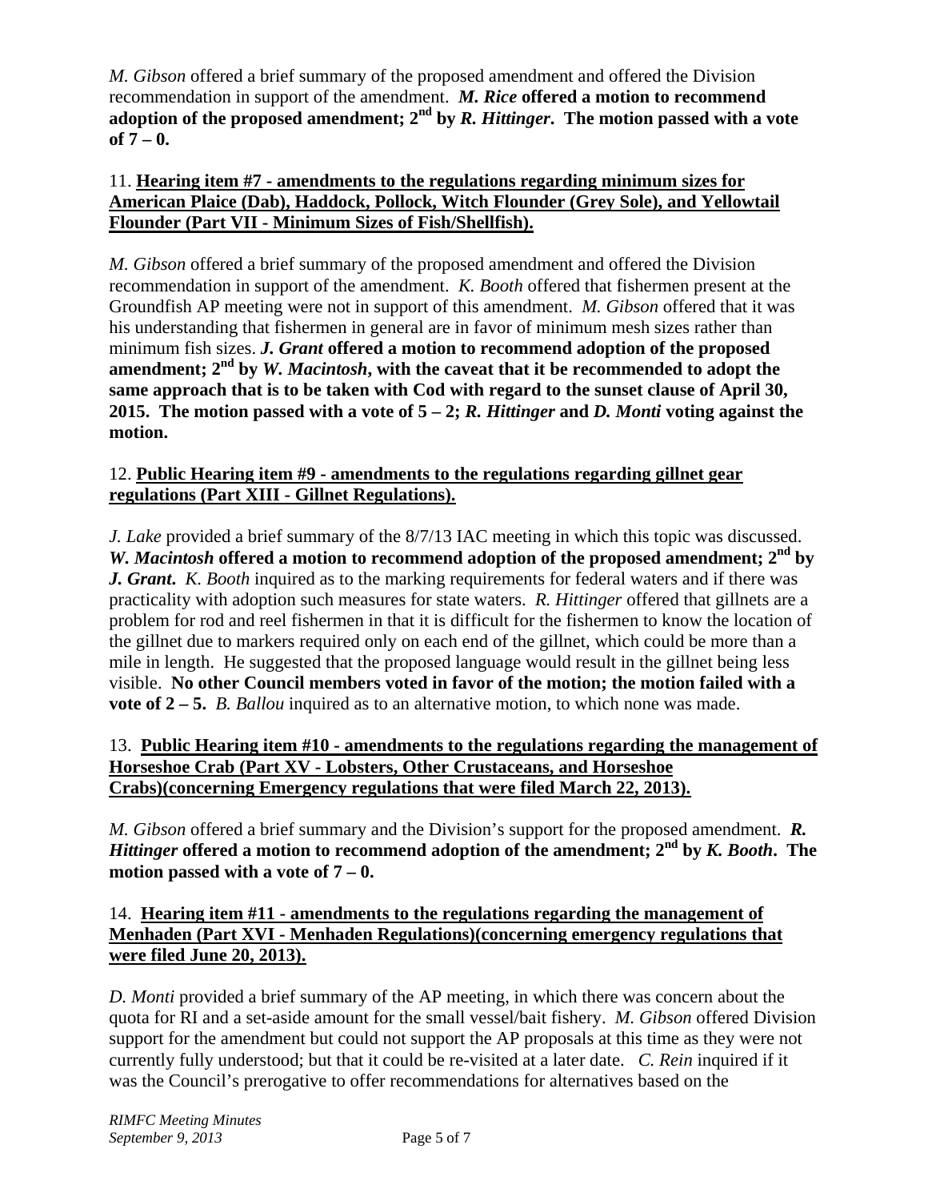*M. Gibson* offered a brief summary of the proposed amendment and offered the Division recommendation in support of the amendment. ***M. Rice* offered a motion to recommend adoption of the proposed amendment; 2nd by *R. Hittinger*. The motion passed with a vote of 7 – 0.**

11. **<u>Hearing item #7 - amendments to the regulations regarding minimum sizes for American Plaice (Dab), Haddock, Pollock, Witch Flounder (Grey Sole), and Yellowtail Flounder (Part VII - Minimum Sizes of Fish/Shellfish).</u>**

*M. Gibson* offered a brief summary of the proposed amendment and offered the Division recommendation in support of the amendment. *K. Booth* offered that fishermen present at the Groundfish AP meeting were not in support of this amendment. *M. Gibson* offered that it was his understanding that fishermen in general are in favor of minimum mesh sizes rather than minimum fish sizes. ***J. Grant* offered a motion to recommend adoption of the proposed amendment; 2nd by *W. Macintosh*, with the caveat that it be recommended to adopt the same approach that is to be taken with Cod with regard to the sunset clause of April 30, 2015. The motion passed with a vote of 5 – 2; *R. Hittinger* and *D. Monti* voting against the motion.**

12. **<u>Public Hearing item #9 - amendments to the regulations regarding gillnet gear regulations (Part XIII - Gillnet Regulations).</u>**

*J. Lake* provided a brief summary of the 8/7/13 IAC meeting in which this topic was discussed. ***W. Macintosh* offered a motion to recommend adoption of the proposed amendment; 2nd by *J. Grant*.** *K. Booth* inquired as to the marking requirements for federal waters and if there was practicality with adoption such measures for state waters. *R. Hittinger* offered that gillnets are a problem for rod and reel fishermen in that it is difficult for the fishermen to know the location of the gillnet due to markers required only on each end of the gillnet, which could be more than a mile in length. He suggested that the proposed language would result in the gillnet being less visible. **No other Council members voted in favor of the motion; the motion failed with a vote of 2 – 5.** *B. Ballou* inquired as to an alternative motion, to which none was made.

13. **<u>Public Hearing item #10 - amendments to the regulations regarding the management of Horseshoe Crab (Part XV - Lobsters, Other Crustaceans, and Horseshoe Crabs)(concerning Emergency regulations that were filed March 22, 2013).</u>**

*M. Gibson* offered a brief summary and the Division's support for the proposed amendment. ***R. Hittinger* offered a motion to recommend adoption of the amendment; 2nd by *K. Booth*. The motion passed with a vote of 7 – 0.**

14. **<u>Hearing item #11 - amendments to the regulations regarding the management of Menhaden (Part XVI - Menhaden Regulations)(concerning emergency regulations that were filed June 20, 2013).</u>**

*D. Monti* provided a brief summary of the AP meeting, in which there was concern about the quota for RI and a set-aside amount for the small vessel/bait fishery. *M. Gibson* offered Division support for the amendment but could not support the AP proposals at this time as they were not currently fully understood; but that it could be re-visited at a later date. *C. Rein* inquired if it was the Council's prerogative to offer recommendations for alternatives based on the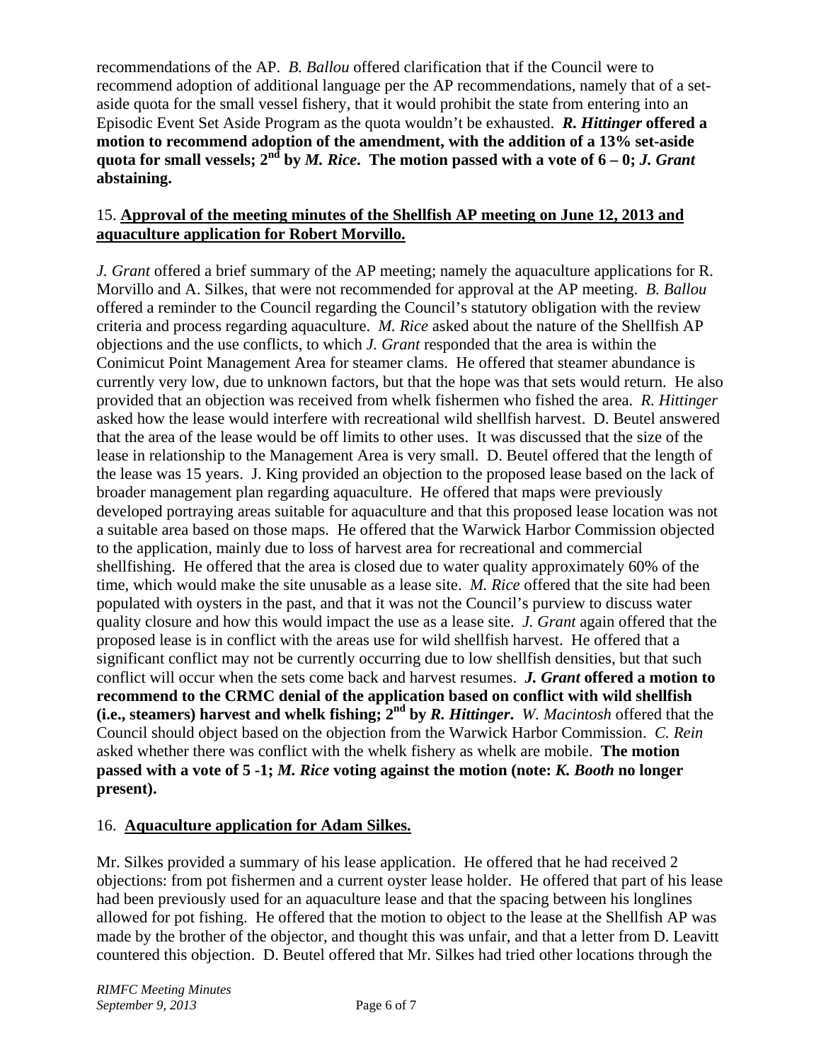recommendations of the AP. *B. Ballou* offered clarification that if the Council were to recommend adoption of additional language per the AP recommendations, namely that of a set-aside quota for the small vessel fishery, that it would prohibit the state from entering into an Episodic Event Set Aside Program as the quota wouldn't be exhausted. ***R. Hittinger* offered a motion to recommend adoption of the amendment, with the addition of a 13% set-aside quota for small vessels; 2nd by *M. Rice*. The motion passed with a vote of 6 – 0; *J. Grant* abstaining.**

15. **<u>Approval of the meeting minutes of the Shellfish AP meeting on June 12, 2013 and aquaculture application for Robert Morvillo.</u>**

*J. Grant* offered a brief summary of the AP meeting; namely the aquaculture applications for R. Morvillo and A. Silkes, that were not recommended for approval at the AP meeting. *B. Ballou* offered a reminder to the Council regarding the Council's statutory obligation with the review criteria and process regarding aquaculture. *M. Rice* asked about the nature of the Shellfish AP objections and the use conflicts, to which *J. Grant* responded that the area is within the Conimicut Point Management Area for steamer clams. He offered that steamer abundance is currently very low, due to unknown factors, but that the hope was that sets would return. He also provided that an objection was received from whelk fishermen who fished the area. *R. Hittinger* asked how the lease would interfere with recreational wild shellfish harvest. D. Beutel answered that the area of the lease would be off limits to other uses. It was discussed that the size of the lease in relationship to the Management Area is very small. D. Beutel offered that the length of the lease was 15 years. J. King provided an objection to the proposed lease based on the lack of broader management plan regarding aquaculture. He offered that maps were previously developed portraying areas suitable for aquaculture and that this proposed lease location was not a suitable area based on those maps. He offered that the Warwick Harbor Commission objected to the application, mainly due to loss of harvest area for recreational and commercial shellfishing. He offered that the area is closed due to water quality approximately 60% of the time, which would make the site unusable as a lease site. *M. Rice* offered that the site had been populated with oysters in the past, and that it was not the Council's purview to discuss water quality closure and how this would impact the use as a lease site. *J. Grant* again offered that the proposed lease is in conflict with the areas use for wild shellfish harvest. He offered that a significant conflict may not be currently occurring due to low shellfish densities, but that such conflict will occur when the sets come back and harvest resumes. ***J. Grant* offered a motion to recommend to the CRMC denial of the application based on conflict with wild shellfish (i.e., steamers) harvest and whelk fishing; 2nd by *R. Hittinger*.** *W. Macintosh* offered that the Council should object based on the objection from the Warwick Harbor Commission. *C. Rein* asked whether there was conflict with the whelk fishery as whelk are mobile. **The motion passed with a vote of 5 -1; *M. Rice* voting against the motion (note: *K. Booth* no longer present).**

16. **<u>Aquaculture application for Adam Silkes.</u>**

Mr. Silkes provided a summary of his lease application. He offered that he had received 2 objections: from pot fishermen and a current oyster lease holder. He offered that part of his lease had been previously used for an aquaculture lease and that the spacing between his longlines allowed for pot fishing. He offered that the motion to object to the lease at the Shellfish AP was made by the brother of the objector, and thought this was unfair, and that a letter from D. Leavitt countered this objection. D. Beutel offered that Mr. Silkes had tried other locations through the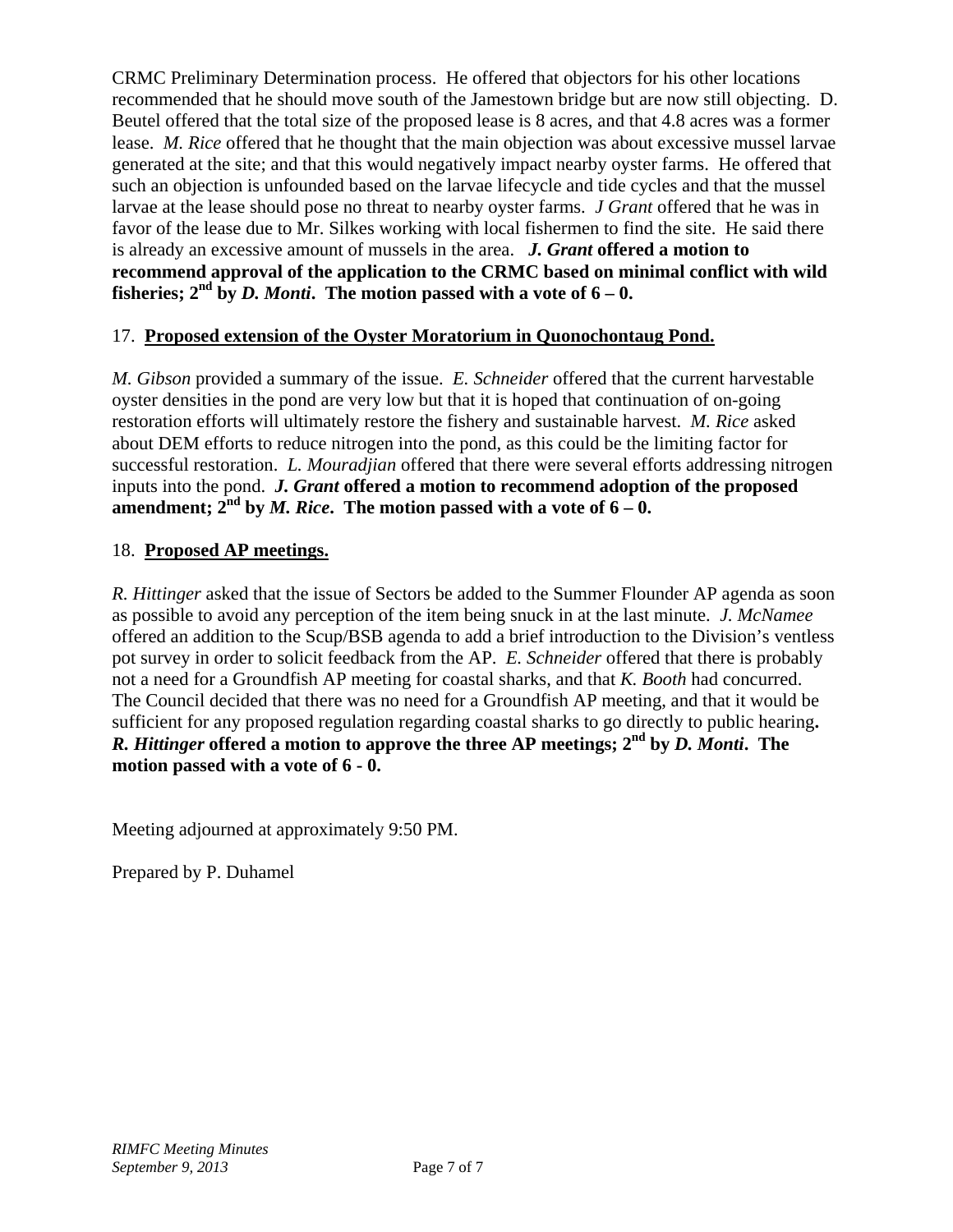CRMC Preliminary Determination process. He offered that objectors for his other locations recommended that he should move south of the Jamestown bridge but are now still objecting. D. Beutel offered that the total size of the proposed lease is 8 acres, and that 4.8 acres was a former lease. *M. Rice* offered that he thought that the main objection was about excessive mussel larvae generated at the site; and that this would negatively impact nearby oyster farms. He offered that such an objection is unfounded based on the larvae lifecycle and tide cycles and that the mussel larvae at the lease should pose no threat to nearby oyster farms. *J Grant* offered that he was in favor of the lease due to Mr. Silkes working with local fishermen to find the site. He said there is already an excessive amount of mussels in the area. ***J. Grant* offered a motion to recommend approval of the application to the CRMC based on minimal conflict with wild fisheries; 2nd by *D. Monti*. The motion passed with a vote of 6 – 0.**

17. **Proposed extension of the Oyster Moratorium in Quonochontaug Pond.**

*M. Gibson* provided a summary of the issue. *E. Schneider* offered that the current harvestable oyster densities in the pond are very low but that it is hoped that continuation of on-going restoration efforts will ultimately restore the fishery and sustainable harvest. *M. Rice* asked about DEM efforts to reduce nitrogen into the pond, as this could be the limiting factor for successful restoration. *L. Mouradjian* offered that there were several efforts addressing nitrogen inputs into the pond. ***J. Grant* offered a motion to recommend adoption of the proposed amendment; 2nd by *M. Rice*. The motion passed with a vote of 6 – 0.**

18. **Proposed AP meetings.**

*R. Hittinger* asked that the issue of Sectors be added to the Summer Flounder AP agenda as soon as possible to avoid any perception of the item being snuck in at the last minute. *J. McNamee* offered an addition to the Scup/BSB agenda to add a brief introduction to the Division's ventless pot survey in order to solicit feedback from the AP. *E. Schneider* offered that there is probably not a need for a Groundfish AP meeting for coastal sharks, and that *K. Booth* had concurred. The Council decided that there was no need for a Groundfish AP meeting, and that it would be sufficient for any proposed regulation regarding coastal sharks to go directly to public hearing**.** ***R. Hittinger* offered a motion to approve the three AP meetings; 2nd by *D. Monti*. The motion passed with a vote of 6 - 0.**

Meeting adjourned at approximately 9:50 PM.

Prepared by P. Duhamel